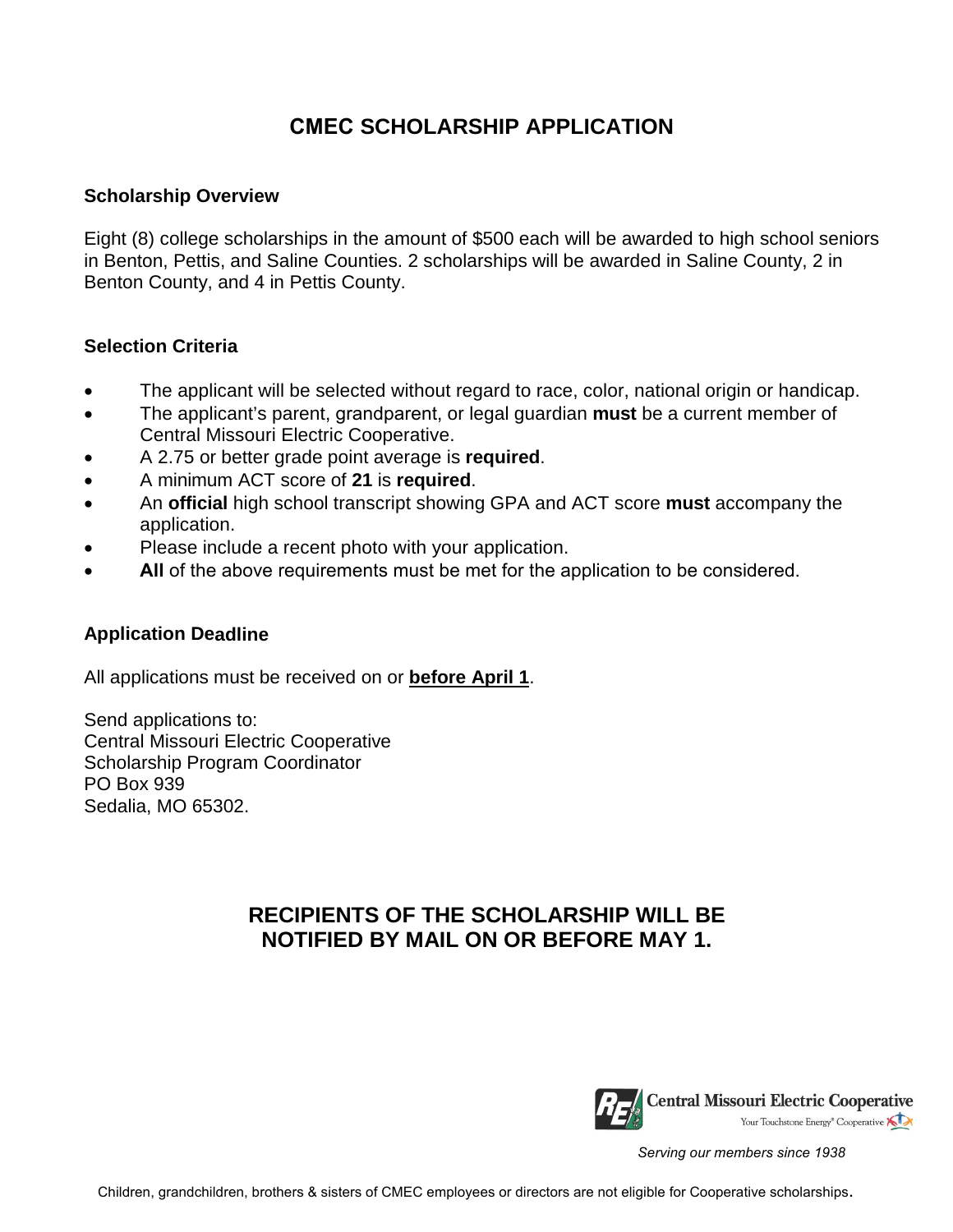# CMEC SCHOLARSHIP APPLICATION

## Scholarship Overview

Eight (8) college scholarships in the amount of $500 each will be awarded to high school seniors in Benton, Pettis, and Saline Counties. 2 scholarships will be awarded in Saline County, 2 in Benton County, and 4 in Pettis County.

## Selection Criteria

- The applicant will be selected without regard to race, color, national origin or handicap.
- The applicant's parent, grandparent, or legal guardian **must** be a current member of Central Missouri Electric Cooperative.
- A 2.75 or better grade point average is **required**.
- A minimum ACT score of **21** is **required**.
- An **official** high school transcript showing GPA and ACT score **must** accompany the application.
- Please include a recent photo with your application.
- **All** of the above requirements must be met for the application to be considered.

## Application Deadline

All applications must be received on or **before April 1**.

Send applications to:
Central Missouri Electric Cooperative
Scholarship Program Coordinator
PO Box 939
Sedalia, MO 65302.

**RECIPIENTS OF THE SCHOLARSHIP WILL BE NOTIFIED BY MAIL ON OR BEFORE MAY 1.**

Central Missouri Electric Cooperative
Your Touchstone Energy® Cooperative

*Serving our members since 1938*

Children, grandchildren, brothers & sisters of CMEC employees or directors are not eligible for Cooperative scholarships.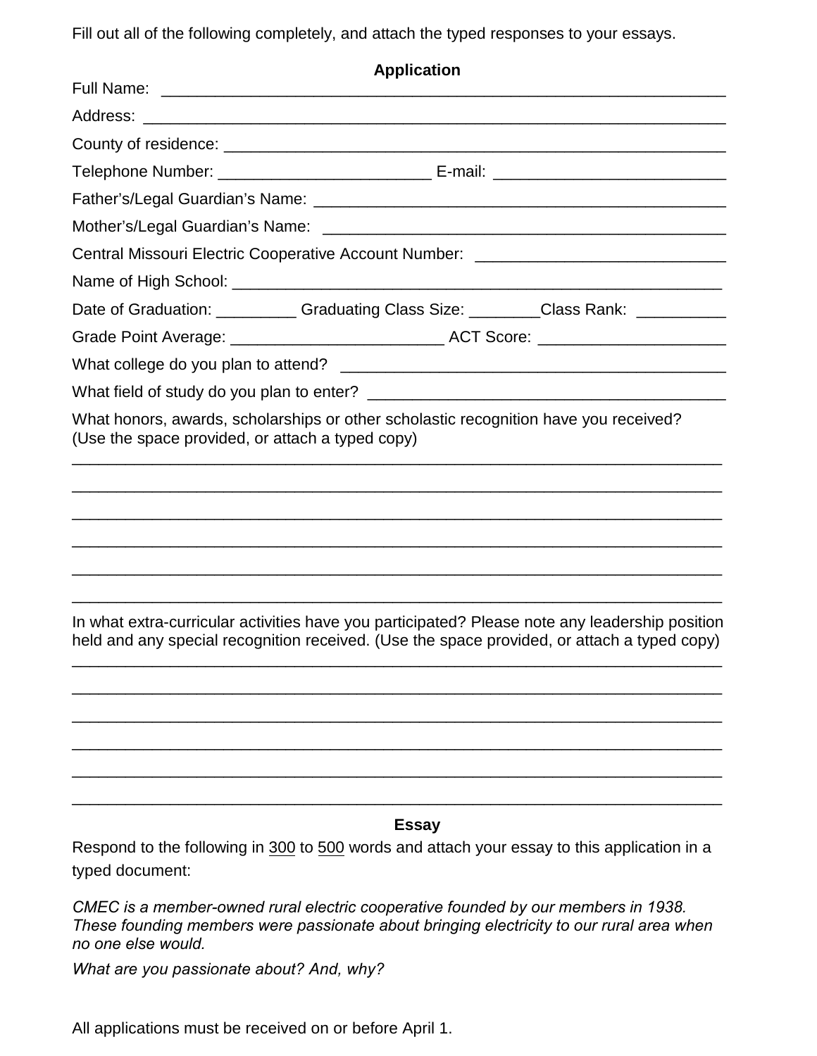Fill out all of the following completely, and attach the typed responses to your essays.

## Application

Full Name: ______________________________________________________________

Address: ________________________________________________________________

County of residence: ______________________________________________________

Telephone Number: _______________________ E-mail: _________________________

Father's/Legal Guardian's Name: ____________________________________________

Mother's/Legal Guardian's Name: ___________________________________________

Central Missouri Electric Cooperative Account Number: ___________________________

Name of High School: _____________________________________________________

Date of Graduation: _________ Graduating Class Size: ________Class Rank: __________

Grade Point Average: ________________________ ACT Score: ____________________

What college do you plan to attend? __________________________________________

What field of study do you plan to enter? ______________________________________

What honors, awards, scholarships or other scholastic recognition have you received? (Use the space provided, or attach a typed copy)

__________________________________________________________________________

__________________________________________________________________________

__________________________________________________________________________

__________________________________________________________________________

__________________________________________________________________________

__________________________________________________________________________

In what extra-curricular activities have you participated? Please note any leadership position held and any special recognition received. (Use the space provided, or attach a typed copy)

__________________________________________________________________________

__________________________________________________________________________

__________________________________________________________________________

__________________________________________________________________________

__________________________________________________________________________

__________________________________________________________________________

## Essay

Respond to the following in <u>300</u> to <u>500</u> words and attach your essay to this application in a typed document:

*CMEC is a member-owned rural electric cooperative founded by our members in 1938. These founding members were passionate about bringing electricity to our rural area when no one else would.*

*What are you passionate about? And, why?*

All applications must be received on or before April 1.